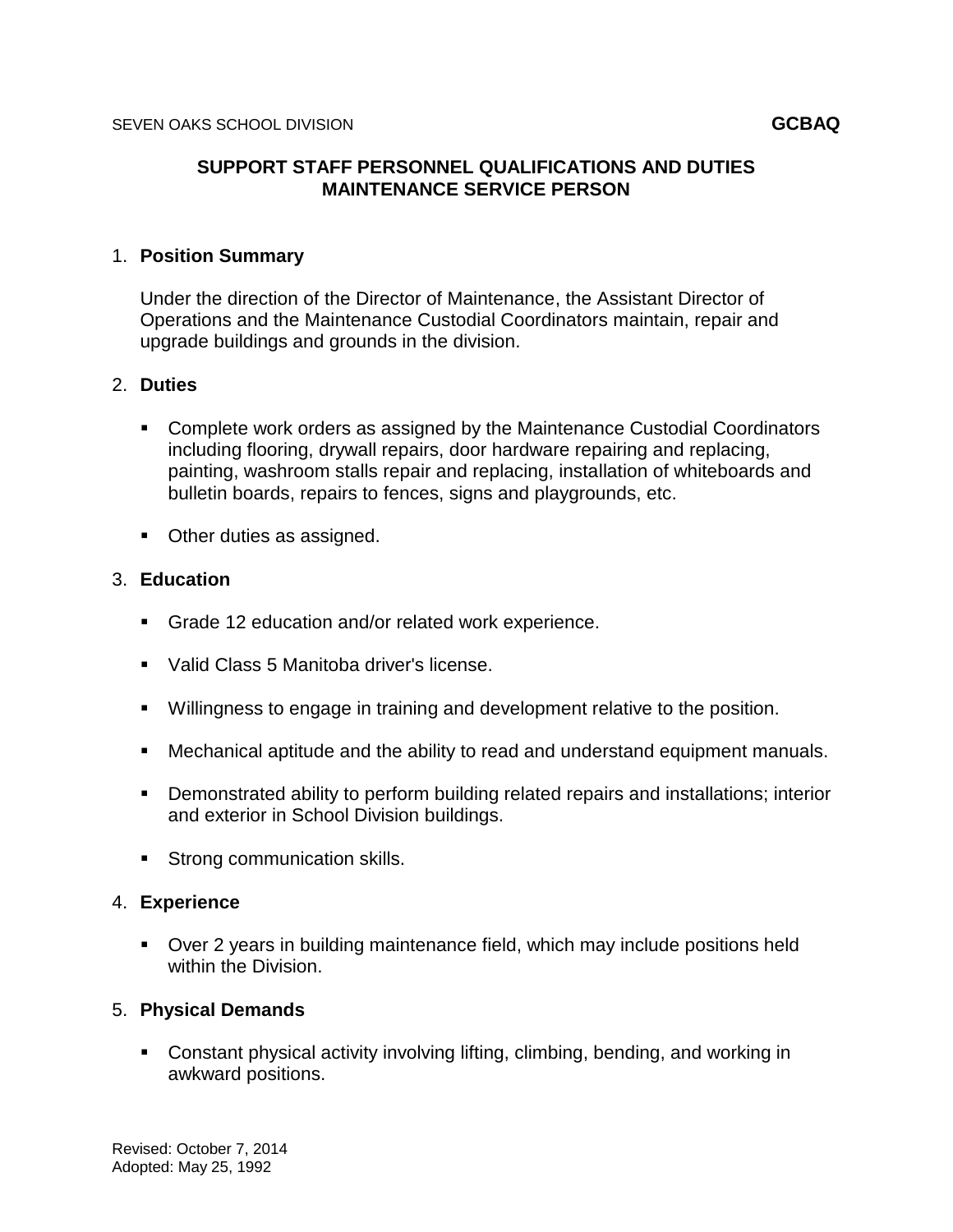SEVEN OAKS SCHOOL DIVISION **GCBAQ**

# SUPPORT STAFF PERSONNEL QUALIFICATIONS AND DUTIES
# MAINTENANCE SERVICE PERSON

1. **Position Summary**

   Under the direction of the Director of Maintenance, the Assistant Director of Operations and the Maintenance Custodial Coordinators maintain, repair and upgrade buildings and grounds in the division.

2. **Duties**

   - Complete work orders as assigned by the Maintenance Custodial Coordinators including flooring, drywall repairs, door hardware repairing and replacing, painting, washroom stalls repair and replacing, installation of whiteboards and bulletin boards, repairs to fences, signs and playgrounds, etc.

   - Other duties as assigned.

3. **Education**

   - Grade 12 education and/or related work experience.

   - Valid Class 5 Manitoba driver's license.

   - Willingness to engage in training and development relative to the position.

   - Mechanical aptitude and the ability to read and understand equipment manuals.

   - Demonstrated ability to perform building related repairs and installations; interior and exterior in School Division buildings.

   - Strong communication skills.

4. **Experience**

   - Over 2 years in building maintenance field, which may include positions held within the Division.

5. **Physical Demands**

   - Constant physical activity involving lifting, climbing, bending, and working in awkward positions.

Revised: October 7, 2014
Adopted: May 25, 1992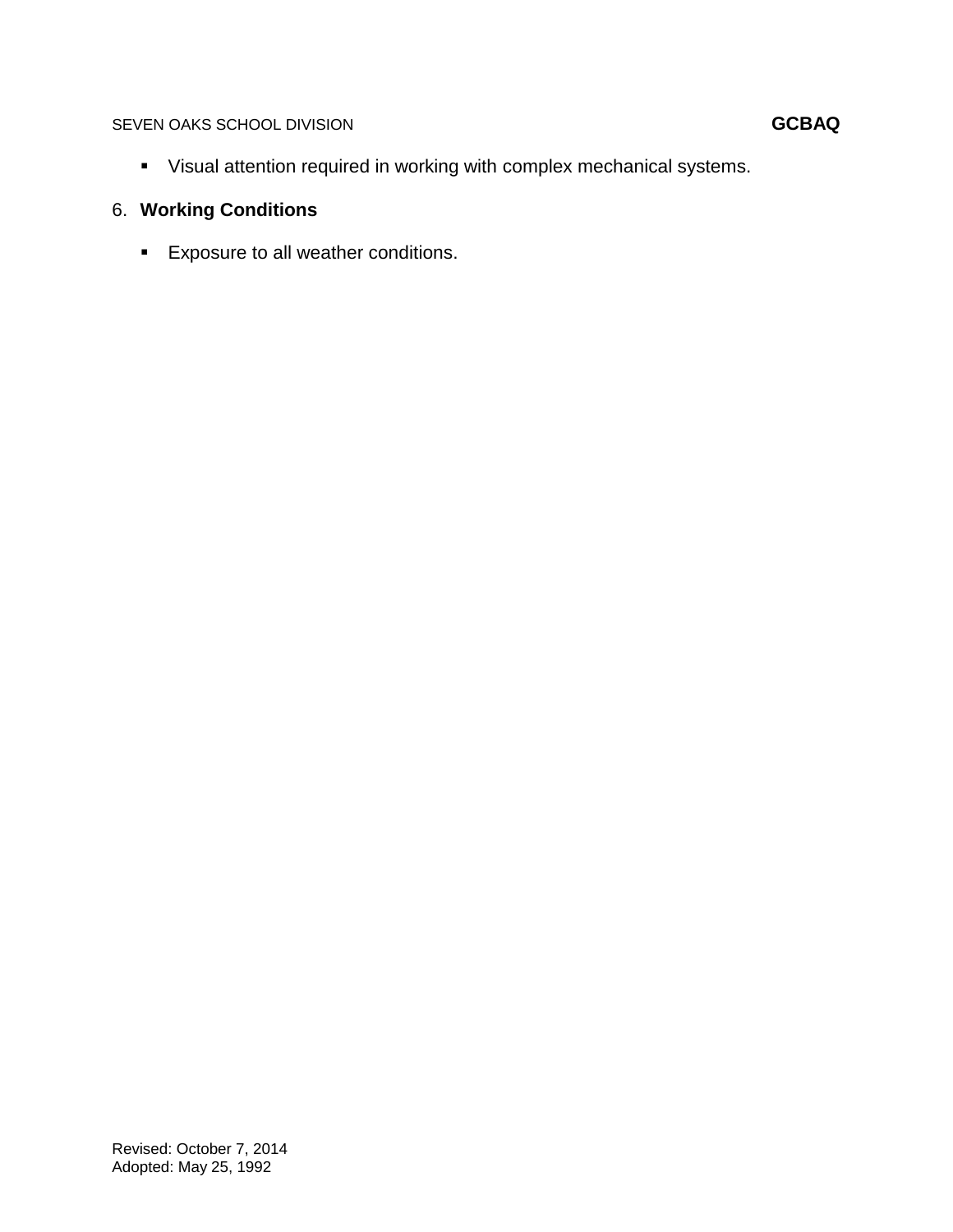- Visual attention required in working with complex mechanical systems.

6. **Working Conditions**

- Exposure to all weather conditions.

Revised: October 7, 2014
Adopted: May 25, 1992